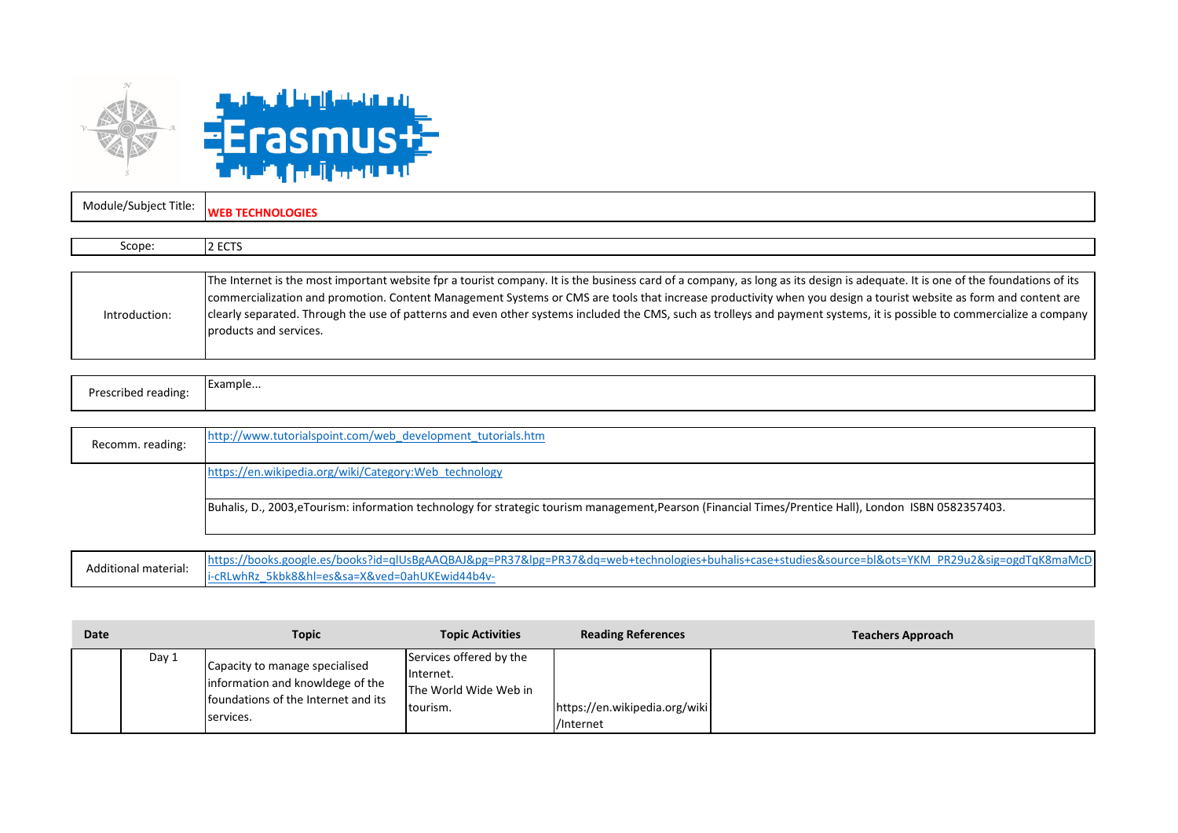| | |
|---|---|
| Module/Subject Title: | **WEB TECHNOLOGIES** |
| Scope: | 2 ECTS |
| Introduction: | The Internet is the most important website fpr a tourist company. It is the business card of a company, as long as its design is adequate. It is one of the foundations of its commercialization and promotion. Content Management Systems or CMS are tools that increase productivity when you design a tourist website as form and content are clearly separated. Through the use of patterns and even other systems included the CMS, such as trolleys and payment systems, it is possible to commercialize a company products and services. |
| Prescribed reading: | Example... |
| Recomm. reading: | http://www.tutorialspoint.com/web_development_tutorials.htm |
| | https://en.wikipedia.org/wiki/Category:Web_technology |
| | Buhalis, D., 2003,eTourism: information technology for strategic tourism management,Pearson (Financial Times/Prentice Hall), London ISBN 0582357403. |
| Additional material: | https://books.google.es/books?id=qlUsBgAAQBAJ&pg=PR37&lpg=PR37&dq=web+technologies+buhalis+case+studies&source=bl&ots=YKM_PR29u2&sig=ogdTqK8maMcDi-cRLwhRz_5kbk8&hl=es&sa=X&ved=0ahUKEwid44b4v- |

| Date | | Topic | Topic Activities | Reading References | Teachers Approach |
|---|---|---|---|---|---|
| | Day 1 | Capacity to manage specialised information and knowldege of the foundations of the Internet and its services. | Services offered by the Internet. The World Wide Web in tourism. | https://en.wikipedia.org/wiki/Internet | |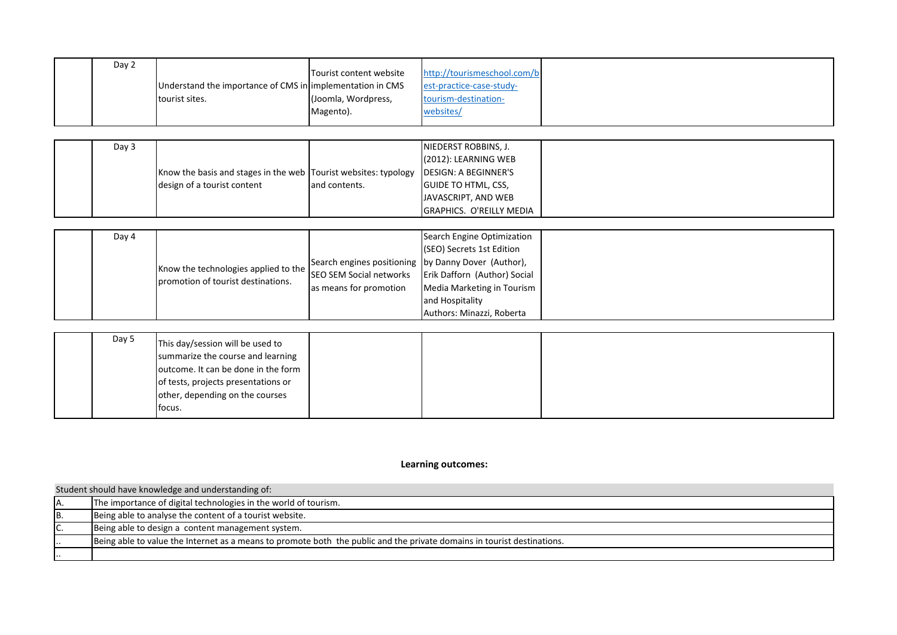| | Day | Objective | Content | Resources | |
|---|---|---|---|---|---|
| | Day 2 | Understand the importance of CMS in tourist sites. | Tourist content website implementation in CMS (Joomla, Wordpress, Magento). | http://tourismeschool.com/best-practice-case-study-tourism-destination-websites/ | |
| | Day 3 | Know the basis and stages in the web design of a tourist content | Tourist websites: typology and contents. | NIEDERST ROBBINS, J. (2012): LEARNING WEB DESIGN: A BEGINNER'S GUIDE TO HTML, CSS, JAVASCRIPT, AND WEB GRAPHICS. O'REILLY MEDIA | |
| | Day 4 | Know the technologies applied to the promotion of tourist destinations. | Search engines positioning SEO SEM Social networks as means for promotion | Search Engine Optimization (SEO) Secrets 1st Edition by Danny Dover (Author), Erik Dafforn (Author) Social Media Marketing in Tourism and Hospitality Authors: Minazzi, Roberta | |
| | Day 5 | This day/session will be used to summarize the course and learning outcome. It can be done in the form of tests, projects presentations or other, depending on the courses focus. | | | |

**Learning outcomes:**

| Student should have knowledge and understanding of: | |
|---|---|
| A. | The importance of digital technologies in the world of tourism. |
| B. | Being able to analyse the content of a tourist website. |
| C. | Being able to design a content management system. |
| .. | Being able to value the Internet as a means to promote both the public and the private domains in tourist destinations. |
| .. | |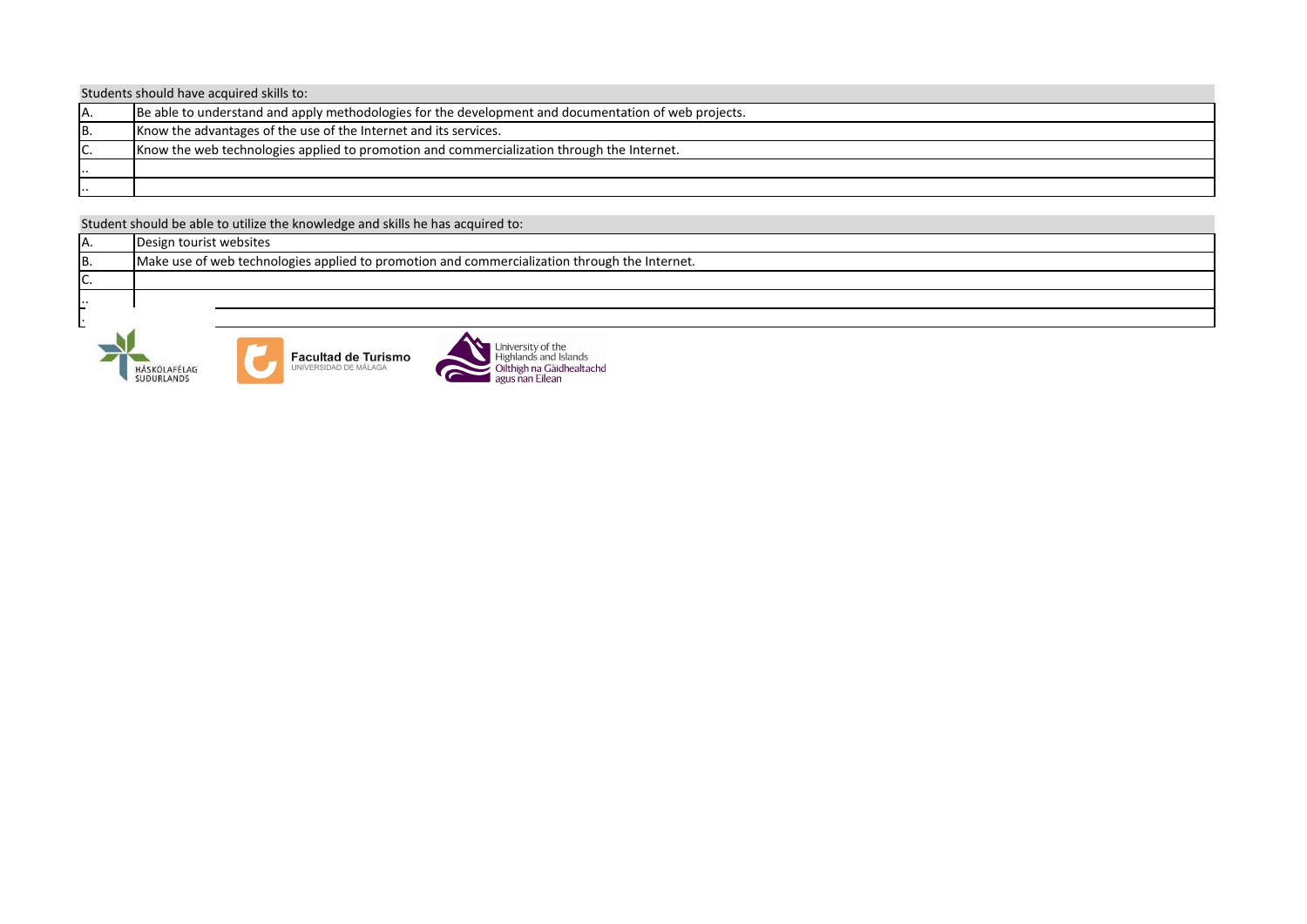| Students should have acquired skills to: | |
|---|---|
| A. | Be able to understand and apply methodologies for the development and documentation of web projects. |
| B. | Know the advantages of the use of the Internet and its services. |
| C. | Know the web technologies applied to promotion and commercialization through the Internet. |
| .. | |
| .. | |

| Student should be able to utilize the knowledge and skills he has acquired to: | |
|---|---|
| A. | Design tourist websites |
| B. | Make use of web technologies applied to promotion and commercialization through the Internet. |
| C. | |
| .. | |
| . | |

HÁSKÓLAFÉLAG SUÐURLANDS

Facultad de Turismo
UNIVERSIDAD DE MÁLAGA

University of the Highlands and Islands
Oilthigh na Gàidhealtachd agus nan Eilean